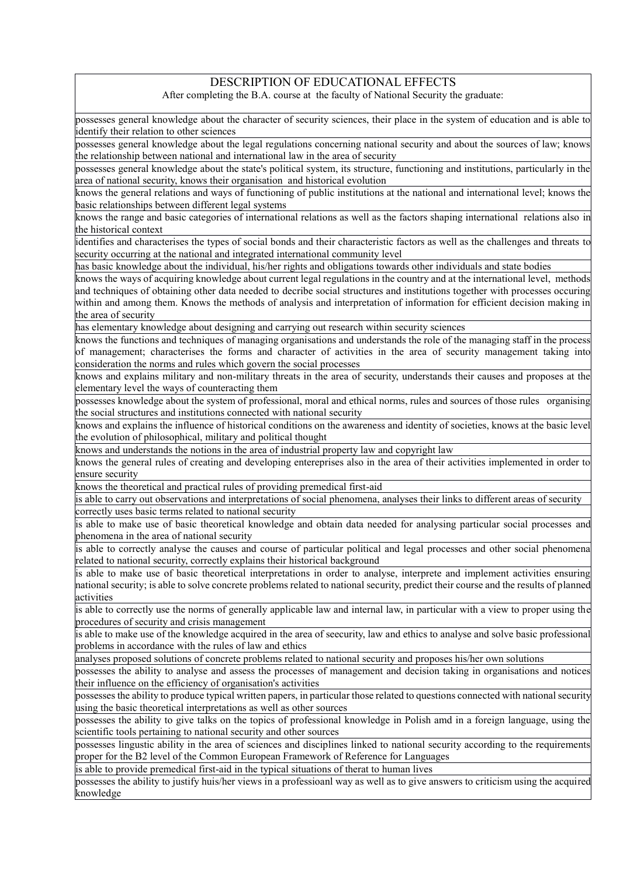| DESCRIPTION OF EDUCATIONAL EFFECTS<br>After completing the B.A. course at the faculty of National Security the graduate: |
|---|
| possesses general knowledge about the character of security sciences, their place in the system of education and is able to identify their relation to other sciences |
| possesses general knowledge about the legal regulations concerning national security and about the sources of law; knows the relationship between national and international law in the area of security |
| possesses general knowledge about the state's political system, its structure, functioning and institutions, particularly in the area of national security, knows their organisation and historical evolution |
| knows the general relations and ways of functioning of public institutions at the national and international level; knows the basic relationships between different legal systems |
| knows the range and basic categories of international relations as well as the factors shaping international relations also in the historical context |
| identifies and characterises the types of social bonds and their characteristic factors as well as the challenges and threats to security occurring at the national and integrated international community level |
| has basic knowledge about the individual, his/her rights and obligations towards other individuals and state bodies |
| knows the ways of acquiring knowledge about current legal regulations in the country and at the international level, methods and techniques of obtaining other data needed to decribe social structures and institutions together with processes occuring within and among them. Knows the methods of analysis and interpretation of information for efficient decision making in the area of security |
| has elementary knowledge about designing and carrying out research within security sciences |
| knows the functions and techniques of managing organisations and understands the role of the managing staff in the process of management; characterises the forms and character of activities in the area of security management taking into consideration the norms and rules which govern the social processes |
| knows and explains military and non-military threats in the area of security, understands their causes and proposes at the elementary level the ways of counteracting them |
| possesses knowledge about the system of professional, moral and ethical norms, rules and sources of those rules organising the social structures and institutions connected with national security |
| knows and explains the influence of historical conditions on the awareness and identity of societies, knows at the basic level the evolution of philosophical, military and political thought |
| knows and understands the notions in the area of industrial property law and copyright law |
| knows the general rules of creating and developing entereprises also in the area of their activities implemented in order to ensure security |
| knows the theoretical and practical rules of providing premedical first-aid |
| is able to carry out observations and interpretations of social phenomena, analyses their links to different areas of security |
| correctly uses basic terms related to national security |
| is able to make use of basic theoretical knowledge and obtain data needed for analysing particular social processes and phenomena in the area of national security |
| is able to correctly analyse the causes and course of particular political and legal processes and other social phenomena related to national security, correctly explains their historical background |
| is able to make use of basic theoretical interpretations in order to analyse, interprete and implement activities ensuring national security; is able to solve concrete problems related to national security, predict their course and the results of planned activities |
| is able to correctly use the norms of generally applicable law and internal law, in particular with a view to proper using the procedures of security and crisis management |
| is able to make use of the knowledge acquired in the area of seecurity, law and ethics to analyse and solve basic professional problems in accordance with the rules of law and ethics |
| analyses proposed solutions of concrete problems related to national security and proposes his/her own solutions |
| possesses the ability to analyse and assess the processes of management and decision taking in organisations and notices their influence on the efficiency of organisation's activities |
| possesses the ability to produce typical written papers, in particular those related to questions connected with national security using the basic theoretical interpretations as well as other sources |
| possesses the ability to give talks on the topics of professional knowledge in Polish amd in a foreign language, using the scientific tools pertaining to national security and other sources |
| possesses lingustic ability in the area of sciences and disciplines linked to national security according to the requirements proper for the B2 level of the Common European Framework of Reference for Languages |
| is able to provide premedical first-aid in the typical situations of therat to human lives |
| possesses the ability to justify huis/her views in a professioanl way as well as to give answers to criticism using the acquired knowledge |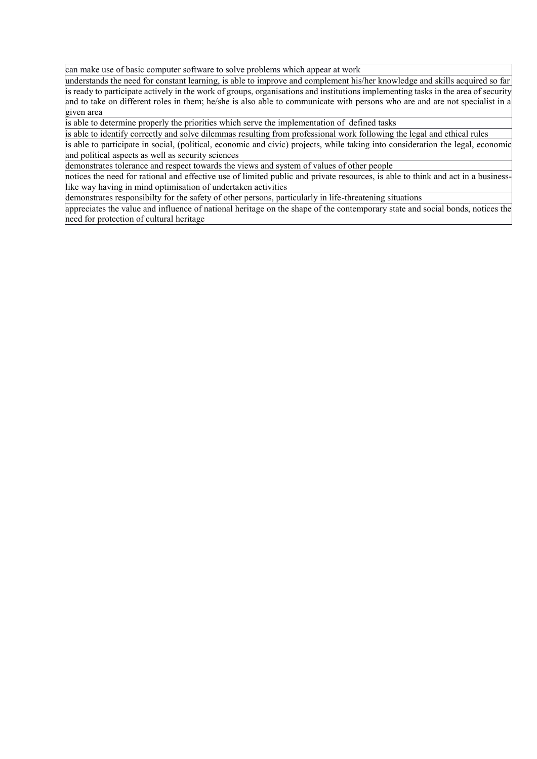| |
|---|
| can make use of basic computer software to solve problems which appear at work |
| understands the need for constant learning, is able to improve and complement his/her knowledge and skills acquired so far |
| is ready to participate actively in the work of groups, organisations and institutions implementing tasks in the area of security and to take on different roles in them; he/she is also able to communicate with persons who are and are not specialist in a given area |
| is able to determine properly the priorities which serve the implementation of defined tasks |
| is able to identify correctly and solve dilemmas resulting from professional work following the legal and ethical rules |
| is able to participate in social, (political, economic and civic) projects, while taking into consideration the legal, economic and political aspects as well as security sciences |
| demonstrates tolerance and respect towards the views and system of values of other people |
| notices the need for rational and effective use of limited public and private resources, is able to think and act in a business-like way having in mind optimisation of undertaken activities |
| demonstrates responsibilty for the safety of other persons, particularly in life-threatening situations |
| appreciates the value and influence of national heritage on the shape of the contemporary state and social bonds, notices the need for protection of cultural heritage |